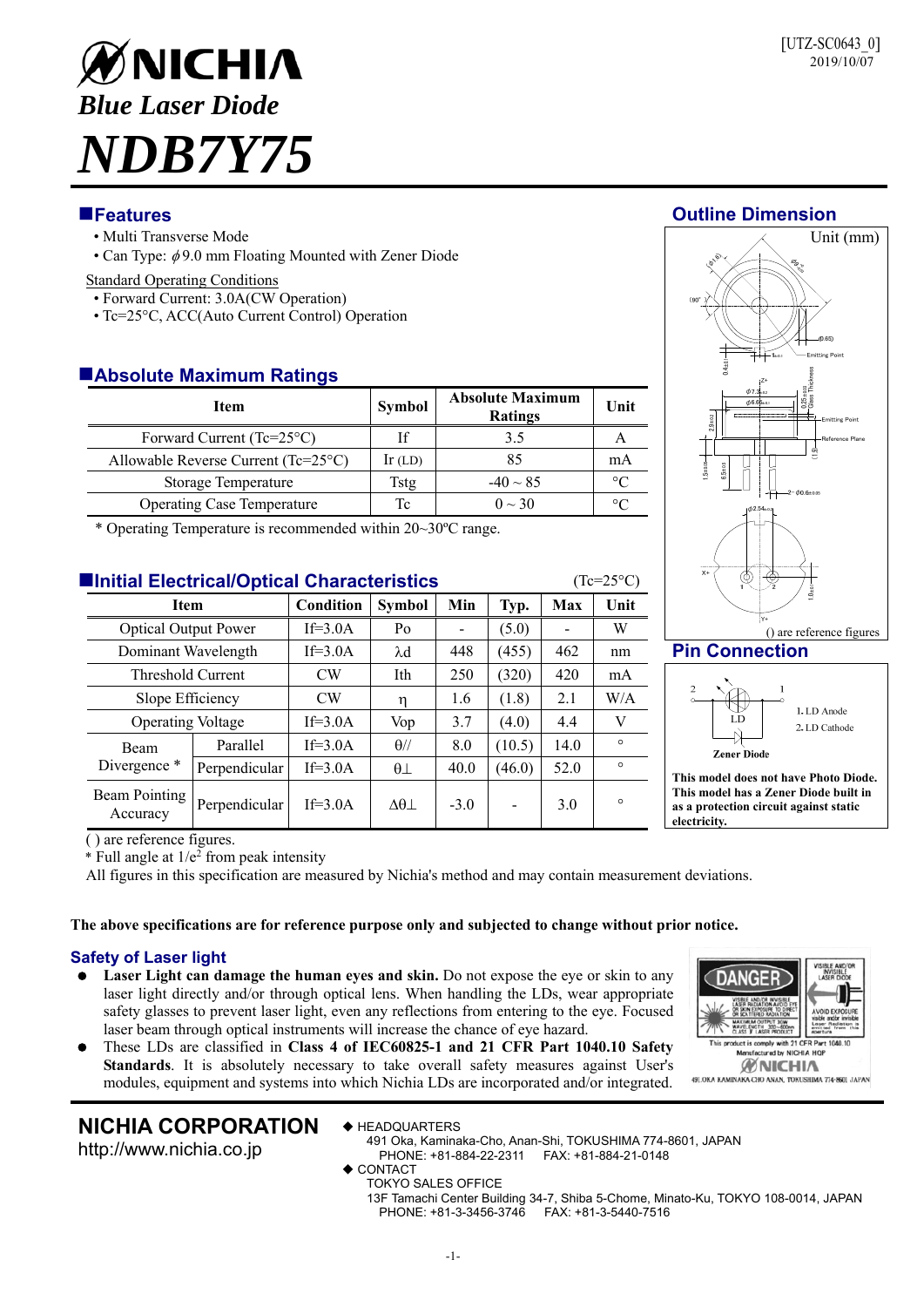[UTZ-SC0643_0]
2019/10/07

# NICHIA

***Blue Laser Diode***

# *NDB7Y75*

## Features

- Multi Transverse Mode
- Can Type: $\phi$9.0 mm Floating Mounted with Zener Diode

Standard Operating Conditions

- Forward Current: 3.0A(CW Operation)
- Tc=25°C, ACC(Auto Current Control) Operation

## Absolute Maximum Ratings

| Item | Symbol | Absolute Maximum Ratings | Unit |
|---|---|---|---|
| Forward Current (Tc=25°C) | If | 3.5 | A |
| Allowable Reverse Current (Tc=25°C) | Ir (LD) | 85 | mA |
| Storage Temperature | Tstg | -40 ~ 85 | °C |
| Operating Case Temperature | Tc | 0 ~ 30 | °C |

\* Operating Temperature is recommended within 20~30ºC range.

## Initial Electrical/Optical Characteristics

(Tc=25°C)

| Item | | Condition | Symbol | Min | Typ. | Max | Unit |
|---|---|---|---|---|---|---|---|
| Optical Output Power | | If=3.0A | Po | - | (5.0) | - | W |
| Dominant Wavelength | | If=3.0A | λd | 448 | (455) | 462 | nm |
| Threshold Current | | CW | Ith | 250 | (320) | 420 | mA |
| Slope Efficiency | | CW | η | 1.6 | (1.8) | 2.1 | W/A |
| Operating Voltage | | If=3.0A | Vop | 3.7 | (4.0) | 4.4 | V |
| Beam Divergence * | Parallel | If=3.0A | θ// | 8.0 | (10.5) | 14.0 | ° |
| | Perpendicular | If=3.0A | θ⊥ | 40.0 | (46.0) | 52.0 | ° |
| Beam Pointing Accuracy | Perpendicular | If=3.0A | Δθ⊥ | -3.0 | - | 3.0 | ° |

( ) are reference figures.

\* Full angle at $1/e^2$ from peak intensity

All figures in this specification are measured by Nichia's method and may contain measurement deviations.

## Outline Dimension

Unit (mm)

( ) are reference figures

## Pin Connection

1. LD Anode
2. LD Cathode

Zener Diode

**This model does not have Photo Diode. This model has a Zener Diode built in as a protection circuit against static electricity.**

**The above specifications are for reference purpose only and subjected to change without prior notice.**

## Safety of Laser light

- **Laser Light can damage the human eyes and skin.** Do not expose the eye or skin to any laser light directly and/or through optical lens. When handling the LDs, wear appropriate safety glasses to prevent laser light, even any reflections from entering to the eye. Focused laser beam through optical instruments will increase the chance of eye hazard.
- These LDs are classified in **Class 4 of IEC60825-1 and 21 CFR Part 1040.10 Safety Standards**. It is absolutely necessary to take overall safety measures against User's modules, equipment and systems into which Nichia LDs are incorporated and/or integrated.

**NICHIA CORPORATION**
http://www.nichia.co.jp

◆ HEADQUARTERS
491 Oka, Kaminaka-Cho, Anan-Shi, TOKUSHIMA 774-8601, JAPAN
PHONE: +81-884-22-2311 FAX: +81-884-21-0148

◆ CONTACT
TOKYO SALES OFFICE
13F Tamachi Center Building 34-7, Shiba 5-Chome, Minato-Ku, TOKYO 108-0014, JAPAN
PHONE: +81-3-3456-3746 FAX: +81-3-5440-7516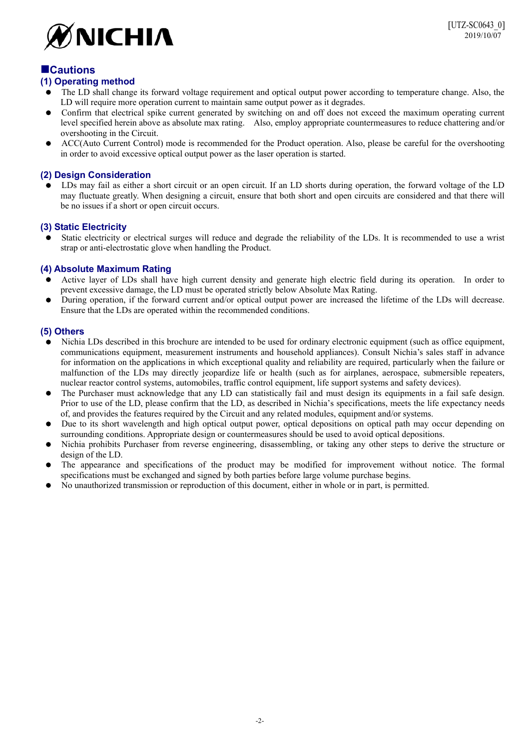## ■Cautions

### (1) Operating method

- The LD shall change its forward voltage requirement and optical output power according to temperature change. Also, the LD will require more operation current to maintain same output power as it degrades.
- Confirm that electrical spike current generated by switching on and off does not exceed the maximum operating current level specified herein above as absolute max rating. Also, employ appropriate countermeasures to reduce chattering and/or overshooting in the Circuit.
- ACC(Auto Current Control) mode is recommended for the Product operation. Also, please be careful for the overshooting in order to avoid excessive optical output power as the laser operation is started.

### (2) Design Consideration

- LDs may fail as either a short circuit or an open circuit. If an LD shorts during operation, the forward voltage of the LD may fluctuate greatly. When designing a circuit, ensure that both short and open circuits are considered and that there will be no issues if a short or open circuit occurs.

### (3) Static Electricity

- Static electricity or electrical surges will reduce and degrade the reliability of the LDs. It is recommended to use a wrist strap or anti-electrostatic glove when handling the Product.

### (4) Absolute Maximum Rating

- Active layer of LDs shall have high current density and generate high electric field during its operation. In order to prevent excessive damage, the LD must be operated strictly below Absolute Max Rating.
- During operation, if the forward current and/or optical output power are increased the lifetime of the LDs will decrease. Ensure that the LDs are operated within the recommended conditions.

### (5) Others

- Nichia LDs described in this brochure are intended to be used for ordinary electronic equipment (such as office equipment, communications equipment, measurement instruments and household appliances). Consult Nichia's sales staff in advance for information on the applications in which exceptional quality and reliability are required, particularly when the failure or malfunction of the LDs may directly jeopardize life or health (such as for airplanes, aerospace, submersible repeaters, nuclear reactor control systems, automobiles, traffic control equipment, life support systems and safety devices).
- The Purchaser must acknowledge that any LD can statistically fail and must design its equipments in a fail safe design. Prior to use of the LD, please confirm that the LD, as described in Nichia's specifications, meets the life expectancy needs of, and provides the features required by the Circuit and any related modules, equipment and/or systems.
- Due to its short wavelength and high optical output power, optical depositions on optical path may occur depending on surrounding conditions. Appropriate design or countermeasures should be used to avoid optical depositions.
- Nichia prohibits Purchaser from reverse engineering, disassembling, or taking any other steps to derive the structure or design of the LD.
- The appearance and specifications of the product may be modified for improvement without notice. The formal specifications must be exchanged and signed by both parties before large volume purchase begins.
- No unauthorized transmission or reproduction of this document, either in whole or in part, is permitted.